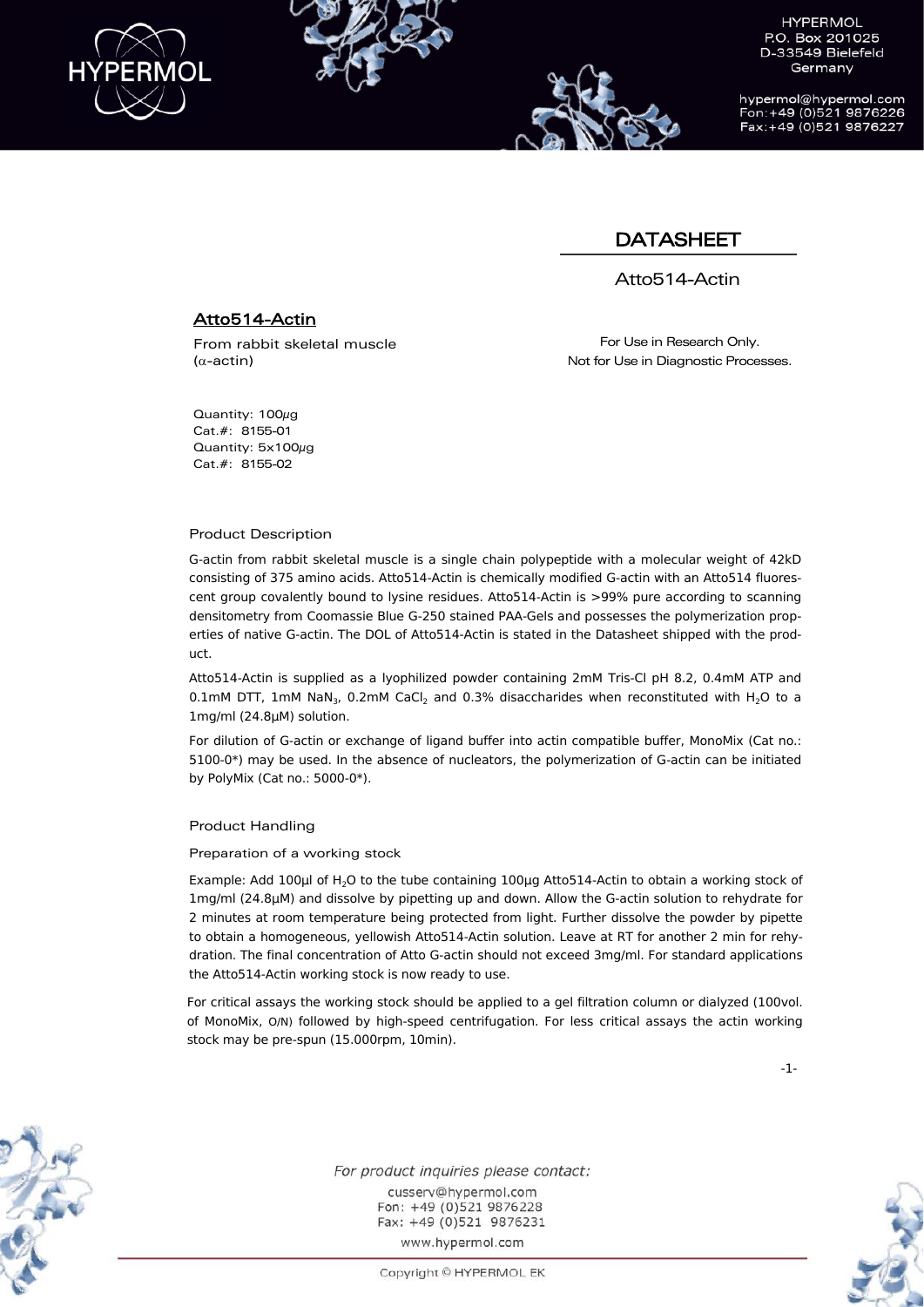HYPERMOL
P.O. Box 201025
D-33549 Bielefeld
Germany

hypermol@hypermol.com
Fon:+49 (0)521 9876226
Fax:+49 (0)521 9876227

# DATASHEET

Atto514-Actin

## Atto514-Actin

From rabbit skeletal muscle
($\alpha$-actin)

For Use in Research Only.
Not for Use in Diagnostic Processes.

Quantity: 100µg
Cat.#: 8155-01
Quantity: 5x100µg
Cat.#: 8155-02

### Product Description

G-actin from rabbit skeletal muscle is a single chain polypeptide with a molecular weight of 42kD consisting of 375 amino acids. Atto514-Actin is chemically modified G-actin with an Atto514 fluorescent group covalently bound to lysine residues. Atto514-Actin is >99% pure according to scanning densitometry from Coomassie Blue G-250 stained PAA-Gels and possesses the polymerization properties of native G-actin. The DOL of Atto514-Actin is stated in the Datasheet shipped with the product.

Atto514-Actin is supplied as a lyophilized powder containing 2mM Tris-Cl pH 8.2, 0.4mM ATP and 0.1mM DTT, 1mM $NaN_3$, 0.2mM $CaCl_2$ and 0.3% disaccharides when reconstituted with $H_2O$ to a 1mg/ml (24.8µM) solution.

For dilution of G-actin or exchange of ligand buffer into actin compatible buffer, MonoMix (Cat no.: 5100-0*) may be used. In the absence of nucleators, the polymerization of G-actin can be initiated by PolyMix (Cat no.: 5000-0*).

### Product Handling

#### Preparation of a working stock

Example: Add 100µl of $H_2O$ to the tube containing 100µg Atto514-Actin to obtain a working stock of 1mg/ml (24.8µM) and dissolve by pipetting up and down. Allow the G-actin solution to rehydrate for 2 minutes at room temperature being protected from light. Further dissolve the powder by pipette to obtain a homogeneous, yellowish Atto514-Actin solution. Leave at RT for another 2 min for rehydration. The final concentration of Atto G-actin should not exceed 3mg/ml. For standard applications the Atto514-Actin working stock is now ready to use.

For critical assays the working stock should be applied to a gel filtration column or dialyzed (100vol. of MonoMix, O/N) followed by high-speed centrifugation. For less critical assays the actin working stock may be pre-spun (15.000rpm, 10min).

*For product inquiries please contact:*
cusserv@hypermol.com
Fon: +49 (0)521 9876228
Fax: +49 (0)521 9876231
www.hypermol.com

Copyright © HYPERMOL EK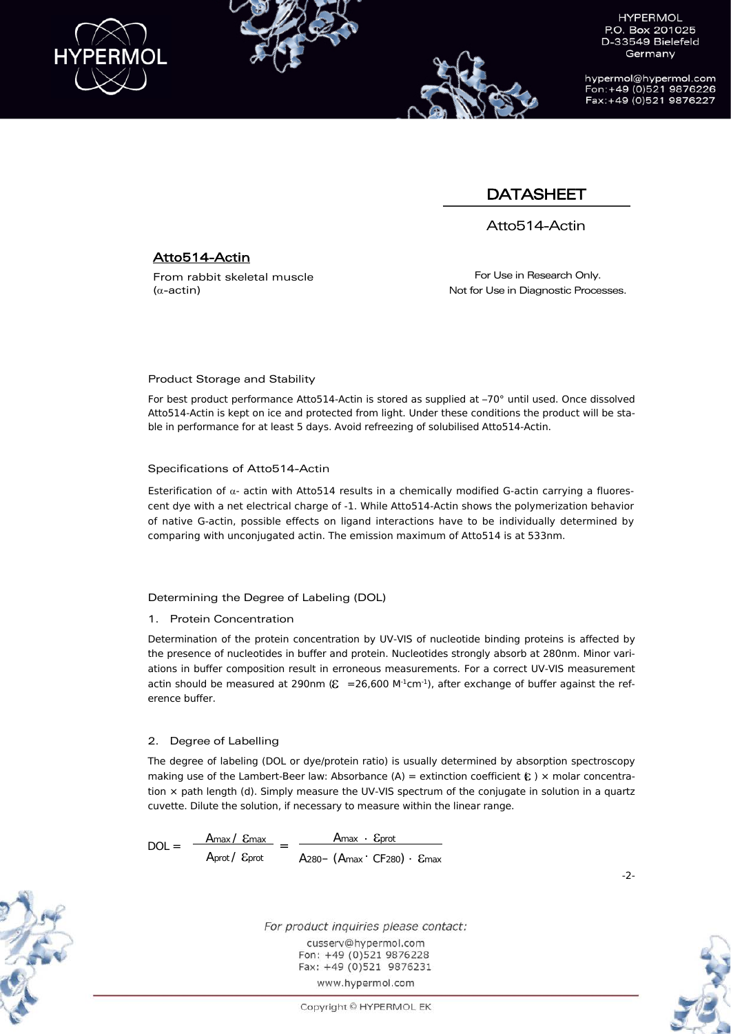# DATASHEET

Atto514-Actin

## Atto514-Actin

From rabbit skeletal muscle
($\alpha$-actin)

For Use in Research Only.
Not for Use in Diagnostic Processes.

### Product Storage and Stability

For best product performance Atto514-Actin is stored as supplied at –70° until used. Once dissolved Atto514-Actin is kept on ice and protected from light. Under these conditions the product will be stable in performance for at least 5 days. Avoid refreezing of solubilised Atto514-Actin.

### Specifications of Atto514-Actin

Esterification of $\alpha$- actin with Atto514 results in a chemically modified G-actin carrying a fluorescent dye with a net electrical charge of -1. While Atto514-Actin shows the polymerization behavior of native G-actin, possible effects on ligand interactions have to be individually determined by comparing with unconjugated actin. The emission maximum of Atto514 is at 533nm.

### Determining the Degree of Labeling (DOL)

1. Protein Concentration

Determination of the protein concentration by UV-VIS of nucleotide binding proteins is affected by the presence of nucleotides in buffer and protein. Nucleotides strongly absorb at 280nm. Minor variations in buffer composition result in erroneous measurements. For a correct UV-VIS measurement actin should be measured at 290nm ($\varepsilon$ =26,600 $M^{-1}cm^{-1}$), after exchange of buffer against the reference buffer.

2. Degree of Labelling

The degree of labeling (DOL or dye/protein ratio) is usually determined by absorption spectroscopy making use of the Lambert-Beer law: Absorbance (A) = extinction coefficient ($\varepsilon$) × molar concentration × path length (d). Simply measure the UV-VIS spectrum of the conjugate in solution in a quartz cuvette. Dilute the solution, if necessary to measure within the linear range.

$$DOL = \frac{A_{max} / \varepsilon_{max}}{A_{prot} / \varepsilon_{prot}} = \frac{A_{max} \cdot \varepsilon_{prot}}{A_{280} - (A_{max} \cdot CF_{280}) \cdot \varepsilon_{max}}$$

For product inquiries please contact:

cusserv@hypermol.com
Fon: +49 (0)521 9876228
Fax: +49 (0)521 9876231
www.hypermol.com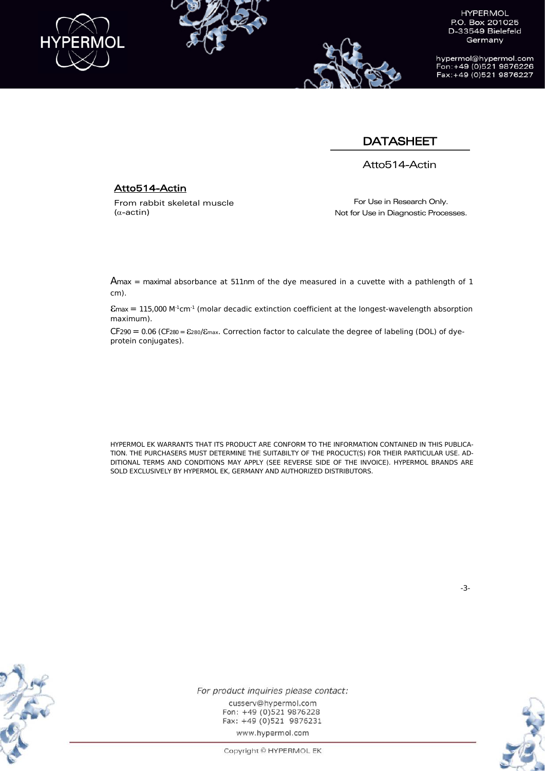## DATASHEET

Atto514-Actin

### Atto514-Actin

From rabbit skeletal muscle
(α-actin)

For Use in Research Only.
Not for Use in Diagnostic Processes.

$A_{max}$ = maximal absorbance at 511nm of the dye measured in a cuvette with a pathlength of 1 cm).

$\varepsilon_{max}$ = 115,000 $M^{-1}cm^{-1}$ (molar decadic extinction coefficient at the longest-wavelength absorption maximum).

$CF_{290}$ = 0.06 ($CF_{280} = \varepsilon_{280}/\varepsilon_{max}$. Correction factor to calculate the degree of labeling (DOL) of dye-protein conjugates).

HYPERMOL EK WARRANTS THAT ITS PRODUCT ARE CONFORM TO THE INFORMATION CONTAINED IN THIS PUBLICATION. THE PURCHASERS MUST DETERMINE THE SUITABILTY OF THE PROCUCT(S) FOR THEIR PARTICULAR USE. ADDITIONAL TERMS AND CONDITIONS MAY APPLY (SEE REVERSE SIDE OF THE INVOICE). HYPERMOL BRANDS ARE SOLD EXCLUSIVELY BY HYPERMOL EK, GERMANY AND AUTHORIZED DISTRIBUTORS.

*For product inquiries please contact:*

cusserv@hypermol.com
Fon: +49 (0)521 9876228
Fax: +49 (0)521 9876231
www.hypermol.com

Copyright © HYPERMOL EK